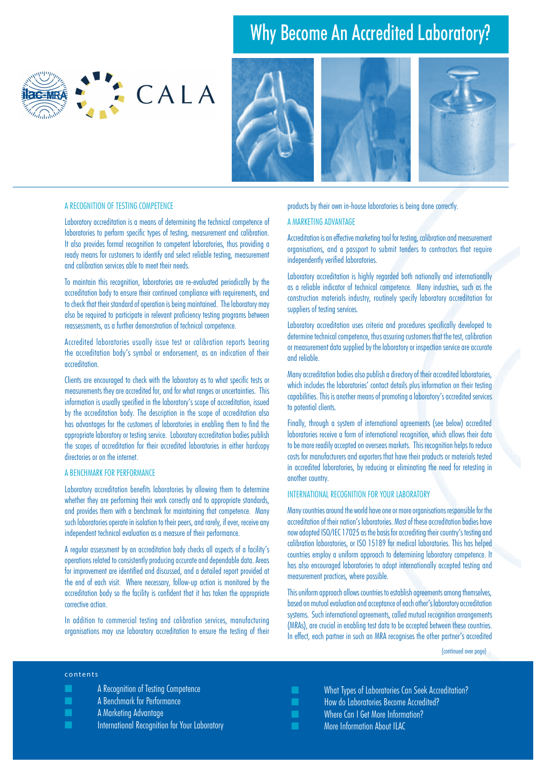# Why Become An Accredited Laboratory?

CALA

## A RECOGNITION OF TESTING COMPETENCE

Laboratory accreditation is a means of determining the technical competence of laboratories to perform specific types of testing, measurement and calibration. It also provides formal recognition to competent laboratories, thus providing a ready means for customers to identify and select reliable testing, measurement and calibration services able to meet their needs.

To maintain this recognition, laboratories are re-evaluated periodically by the accreditation body to ensure their continued compliance with requirements, and to check that their standard of operation is being maintained. The laboratory may also be required to participate in relevant proficiency testing programs between reassessments, as a further demonstration of technical competence.

Accredited laboratories usually issue test or calibration reports bearing the accreditation body's symbol or endorsement, as an indication of their accreditation.

Clients are encouraged to check with the laboratory as to what specific tests or measurements they are accredited for, and for what ranges or uncertainties. This information is usually specified in the laboratory's scope of accreditation, issued by the accreditation body. The description in the scope of accreditation also has advantages for the customers of laboratories in enabling them to find the appropriate laboratory or testing service. Laboratory accreditation bodies publish the scopes of accreditation for their accredited laboratories in either hardcopy directories or on the internet.

## A BENCHMARK FOR PERFORMANCE

Laboratory accreditation benefits laboratories by allowing them to determine whether they are performing their work correctly and to appropriate standards, and provides them with a benchmark for maintaining that competence. Many such laboratories operate in isolation to their peers, and rarely, if ever, receive any independent technical evaluation as a measure of their performance.

A regular assessment by an accreditation body checks all aspects of a facility's operations related to consistently producing accurate and dependable data. Areas for improvement are identified and discussed, and a detailed report provided at the end of each visit. Where necessary, follow-up action is monitored by the accreditation body so the facility is confident that it has taken the appropriate corrective action.

In addition to commercial testing and calibration services, manufacturing organisations may use laboratory accreditation to ensure the testing of their products by their own in-house laboratories is being done correctly.

## A MARKETING ADVANTAGE

Accreditation is an effective marketing tool for testing, calibration and measurement organisations, and a passport to submit tenders to contractors that require independently verified laboratories.

Laboratory accreditation is highly regarded both nationally and internationally as a reliable indicator of technical competence. Many industries, such as the construction materials industry, routinely specify laboratory accreditation for suppliers of testing services.

Laboratory accreditation uses criteria and procedures specifically developed to determine technical competence, thus assuring customers that the test, calibration or measurement data supplied by the laboratory or inspection service are accurate and reliable.

Many accreditation bodies also publish a directory of their accredited laboratories, which includes the laboratories' contact details plus information on their testing capabilities. This is another means of promoting a laboratory's accredited services to potential clients.

Finally, through a system of international agreements (see below) accredited laboratories receive a form of international recognition, which allows their data to be more readily accepted on overseas markets. This recognition helps to reduce costs for manufacturers and exporters that have their products or materials tested in accredited laboratories, by reducing or eliminating the need for retesting in another country.

## INTERNATIONAL RECOGNITION FOR YOUR LABORATORY

Many countries around the world have one or more organisations responsible for the accreditation of their nation's laboratories. Most of these accreditation bodies have now adopted ISO/IEC 17025 as the basis for accrediting their country's testing and calibration laboratories, or ISO 15189 for medical laboratories. This has helped countries employ a uniform approach to determining laboratory competence. It has also encouraged laboratories to adopt internationally accepted testing and measurement practices, where possible.

This uniform approach allows countries to establish agreements among themselves, based on mutual evaluation and acceptance of each other's laboratory accreditation systems. Such international agreements, called mutual recognition arrangements (MRAs), are crucial in enabling test data to be accepted between these countries. In effect, each partner in such an MRA recognises the other partner's accredited

(continued over page)

contents

- A Recognition of Testing Competence
- A Benchmark for Performance
- A Marketing Advantage
- International Recognition for Your Laboratory
- What Types of Laboratories Can Seek Accreditation?
- How do Laboratories Become Accredited?
- Where Can I Get More Information?
- More Information About ILAC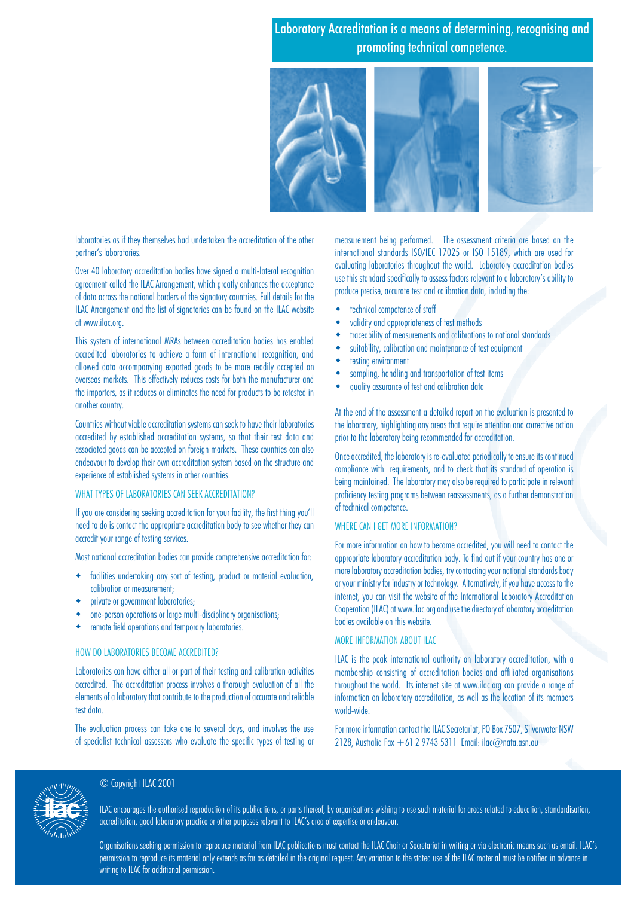Laboratory Accreditation is a means of determining, recognising and promoting technical competence.

laboratories as if they themselves had undertaken the accreditation of the other partner's laboratories.

Over 40 laboratory accreditation bodies have signed a multi-lateral recognition agreement called the ILAC Arrangement, which greatly enhances the acceptance of data across the national borders of the signatory countries. Full details for the ILAC Arrangement and the list of signatories can be found on the ILAC website at www.ilac.org.

This system of international MRAs between accreditation bodies has enabled accredited laboratories to achieve a form of international recognition, and allowed data accompanying exported goods to be more readily accepted on overseas markets. This effectively reduces costs for both the manufacturer and the importers, as it reduces or eliminates the need for products to be retested in another country.

Countries without viable accreditation systems can seek to have their laboratories accredited by established accreditation systems, so that their test data and associated goods can be accepted on foreign markets. These countries can also endeavour to develop their own accreditation system based on the structure and experience of established systems in other countries.

## WHAT TYPES OF LABORATORIES CAN SEEK ACCREDITATION?

If you are considering seeking accreditation for your facility, the first thing you'll need to do is contact the appropriate accreditation body to see whether they can accredit your range of testing services.

Most national accreditation bodies can provide comprehensive accreditation for:

- facilities undertaking any sort of testing, product or material evaluation, calibration or measurement;
- private or government laboratories;
- one-person operations or large multi-disciplinary organisations;
- remote field operations and temporary laboratories.

## HOW DO LABORATORIES BECOME ACCREDITED?

Laboratories can have either all or part of their testing and calibration activities accredited. The accreditation process involves a thorough evaluation of all the elements of a laboratory that contribute to the production of accurate and reliable test data.

The evaluation process can take one to several days, and involves the use of specialist technical assessors who evaluate the specific types of testing or measurement being performed. The assessment criteria are based on the international standards ISO/IEC 17025 or ISO 15189, which are used for evaluating laboratories throughout the world. Laboratory accreditation bodies use this standard specifically to assess factors relevant to a laboratory's ability to produce precise, accurate test and calibration data, including the:

- technical competence of staff
- validity and appropriateness of test methods
- traceability of measurements and calibrations to national standards
- suitability, calibration and maintenance of test equipment
- testing environment
- sampling, handling and transportation of test items
- quality assurance of test and calibration data

At the end of the assessment a detailed report on the evaluation is presented to the laboratory, highlighting any areas that require attention and corrective action prior to the laboratory being recommended for accreditation.

Once accredited, the laboratory is re-evaluated periodically to ensure its continued compliance with requirements, and to check that its standard of operation is being maintained. The laboratory may also be required to participate in relevant proficiency testing programs between reassessments, as a further demonstration of technical competence.

## WHERE CAN I GET MORE INFORMATION?

For more information on how to become accredited, you will need to contact the appropriate accreditation body. To find out if your country has one or more laboratory accreditation bodies, try contacting your national standards body or your ministry for industry or technology. Alternatively, if you have access to the internet, you can visit the website of the International Laboratory Accreditation Cooperation (ILAC) at www.ilac.org and use the directory of laboratory accreditation bodies available on this website.

## MORE INFORMATION ABOUT ILAC

ILAC is the peak international authority on laboratory accreditation, with a membership consisting of accreditation bodies and affiliated organisations throughout the world. Its internet site at www.ilac.org can provide a range of information on laboratory accreditation, as well as the location of its members world-wide.

For more information contact the ILAC Secretariat, PO Box 7507, Silverwater NSW 2128, Australia Fax +61 2 9743 5311 Email: ilac@nata.asn.au

© Copyright ILAC 2001

ILAC encourages the authorised reproduction of its publications, or parts thereof, by organisations wishing to use such material for areas related to education, standardisation, accreditation, good laboratory practice or other purposes relevant to ILAC's area of expertise or endeavour.

Organisations seeking permission to reproduce material from ILAC publications must contact the ILAC Chair or Secretariat in writing or via electronic means such as email. ILAC's permission to reproduce its material only extends as far as detailed in the original request. Any variation to the stated use of the ILAC material must be notified in advance in writing to ILAC for additional permission.